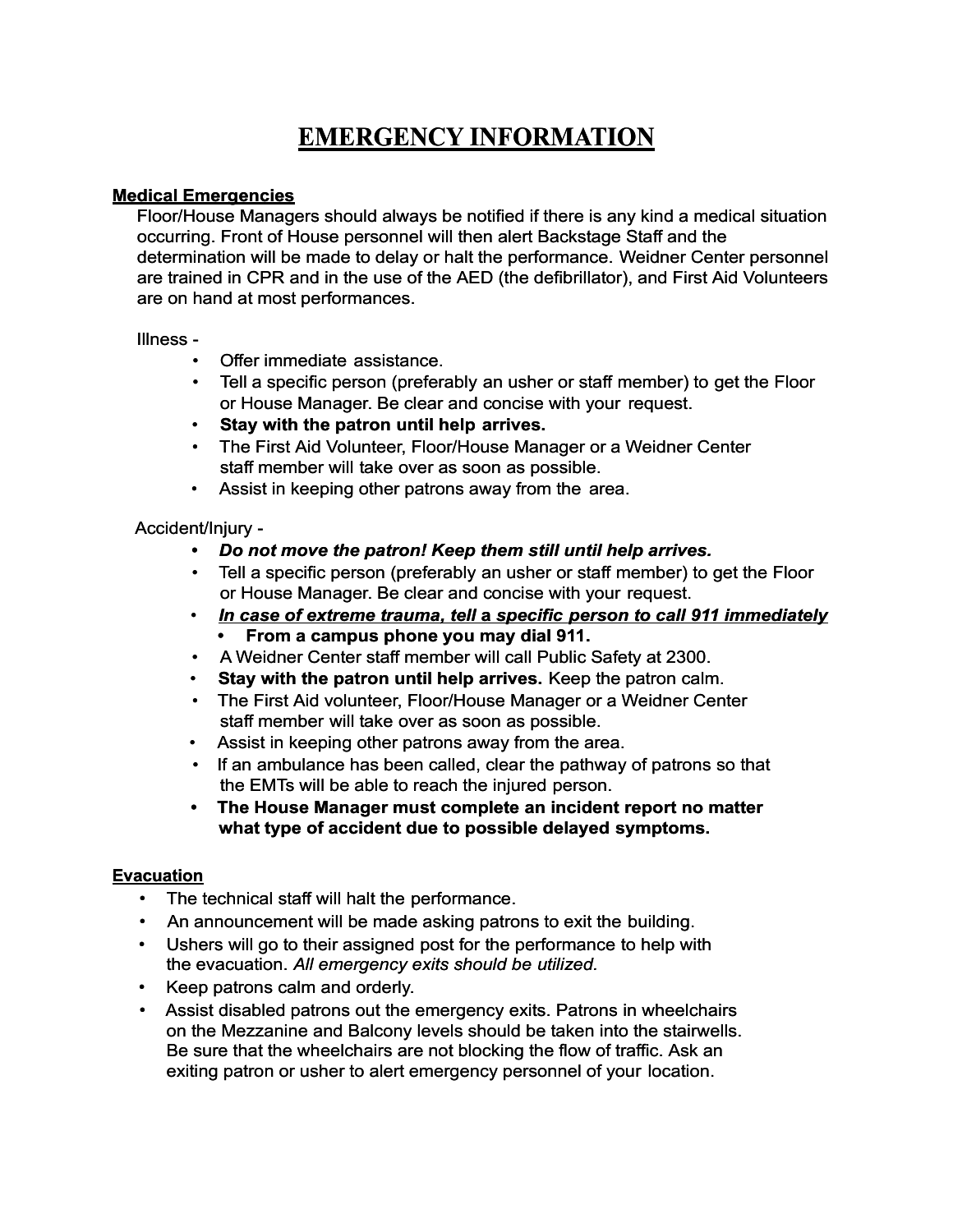# EMERGENCY INFORMATION

## Medical Emergencies

Floor/House Managers should always be notified if there is any kind a medical situation occurring. Front of House personnel will then alert Backstage Staff and the determination will be made to delay or halt the performance. Weidner Center personnel are trained in CPR and in the use of the AED (the defibrillator), and First Aid Volunteers are on hand at most performances.

Illness -

- Offer immediate assistance.
- Tell a specific person (preferably an usher or staff member) to get the Floor or House Manager. Be clear and concise with your request.
- **Stay with the patron until help arrives.**
- The First Aid Volunteer, Floor/House Manager or a Weidner Center staff member will take over as soon as possible.
- Assist in keeping other patrons away from the area.

Accident/Injury -

- ***Do not move the patron! Keep them still until help arrives.***
- Tell a specific person (preferably an usher or staff member) to get the Floor or House Manager. Be clear and concise with your request.
- ***<u>In case of extreme trauma, tell a specific person to call 911 immediately</u>***
    - **From a campus phone you may dial 911.**
- A Weidner Center staff member will call Public Safety at 2300.
- **Stay with the patron until help arrives.** Keep the patron calm.
- The First Aid volunteer, Floor/House Manager or a Weidner Center staff member will take over as soon as possible.
- Assist in keeping other patrons away from the area.
- If an ambulance has been called, clear the pathway of patrons so that the EMTs will be able to reach the injured person.
- **The House Manager must complete an incident report no matter what type of accident due to possible delayed symptoms.**

## Evacuation

- The technical staff will halt the performance.
- An announcement will be made asking patrons to exit the building.
- Ushers will go to their assigned post for the performance to help with the evacuation. *All emergency exits should be utilized.*
- Keep patrons calm and orderly.
- Assist disabled patrons out the emergency exits. Patrons in wheelchairs on the Mezzanine and Balcony levels should be taken into the stairwells. Be sure that the wheelchairs are not blocking the flow of traffic. Ask an exiting patron or usher to alert emergency personnel of your location.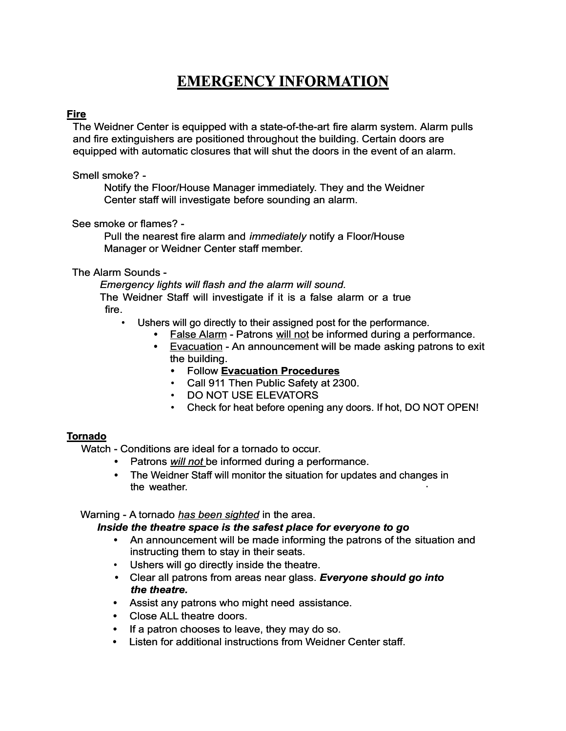# EMERGENCY INFORMATION

## Fire

The Weidner Center is equipped with a state-of-the-art fire alarm system. Alarm pulls and fire extinguishers are positioned throughout the building. Certain doors are equipped with automatic closures that will shut the doors in the event of an alarm.

Smell smoke? -

Notify the Floor/House Manager immediately. They and the Weidner Center staff will investigate before sounding an alarm.

See smoke or flames? -

Pull the nearest fire alarm and *immediately* notify a Floor/House Manager or Weidner Center staff member.

The Alarm Sounds -

*Emergency lights will flash and the alarm will sound.*

The Weidner Staff will investigate if it is a false alarm or a true fire.

- Ushers will go directly to their assigned post for the performance.
  - <u>False Alarm</u> - Patrons <u>will not</u> be informed during a performance.
  - <u>Evacuation</u> - An announcement will be made asking patrons to exit the building.
    - Follow **<u>Evacuation Procedures</u>**
    - Call 911 Then Public Safety at 2300.
    - DO NOT USE ELEVATORS
    - Check for heat before opening any doors. If hot, DO NOT OPEN!

## Tornado

Watch - Conditions are ideal for a tornado to occur.

- Patrons <u>*will not*</u> be informed during a performance.
- The Weidner Staff will monitor the situation for updates and changes in the weather.

Warning - A tornado <u>*has been sighted*</u> in the area.

***Inside the theatre space is the safest place for everyone to go***

- An announcement will be made informing the patrons of the situation and instructing them to stay in their seats.
- Ushers will go directly inside the theatre.
- Clear all patrons from areas near glass. ***Everyone should go into the theatre.***
- Assist any patrons who might need assistance.
- Close ALL theatre doors.
- If a patron chooses to leave, they may do so.
- Listen for additional instructions from Weidner Center staff.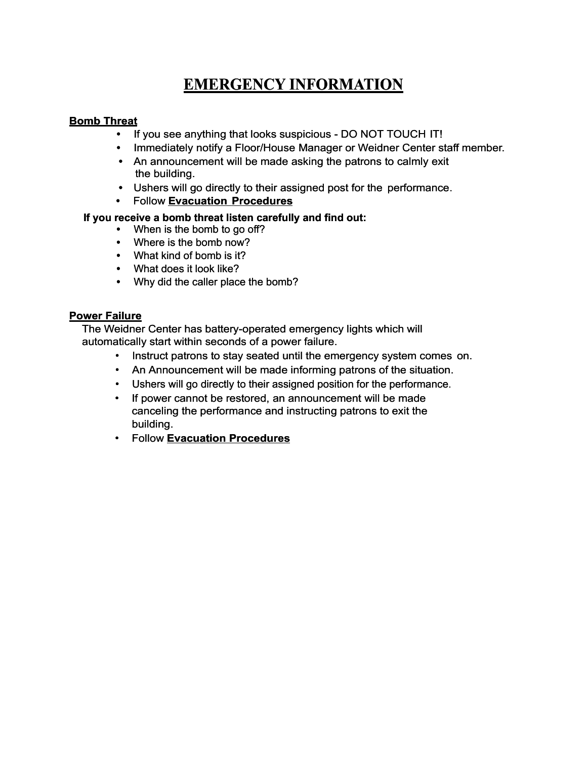# EMERGENCY INFORMATION

## Bomb Threat

- If you see anything that looks suspicious - DO NOT TOUCH IT!
- Immediately notify a Floor/House Manager or Weidner Center staff member.
- An announcement will be made asking the patrons to calmly exit the building.
- Ushers will go directly to their assigned post for the performance.
- Follow **Evacuation Procedures**

**If you receive a bomb threat listen carefully and find out:**

- When is the bomb to go off?
- Where is the bomb now?
- What kind of bomb is it?
- What does it look like?
- Why did the caller place the bomb?

## Power Failure

The Weidner Center has battery-operated emergency lights which will automatically start within seconds of a power failure.

- Instruct patrons to stay seated until the emergency system comes on.
- An Announcement will be made informing patrons of the situation.
- Ushers will go directly to their assigned position for the performance.
- If power cannot be restored, an announcement will be made canceling the performance and instructing patrons to exit the building.
- Follow **Evacuation Procedures**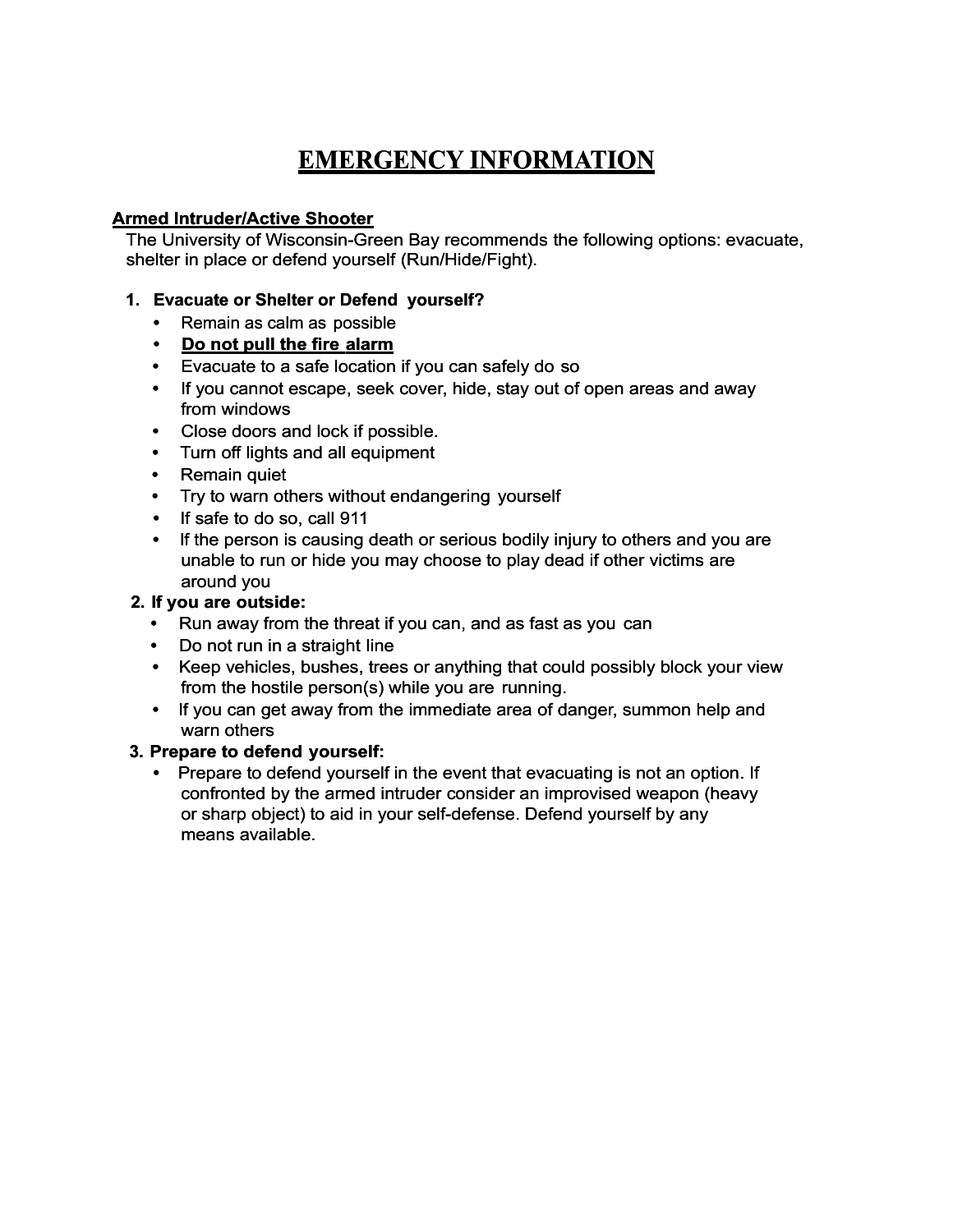# EMERGENCY INFORMATION

## Armed Intruder/Active Shooter

The University of Wisconsin-Green Bay recommends the following options: evacuate, shelter in place or defend yourself (Run/Hide/Fight).

1. **Evacuate or Shelter or Defend yourself?**
   - Remain as calm as possible
   - **Do not pull the fire alarm**
   - Evacuate to a safe location if you can safely do so
   - If you cannot escape, seek cover, hide, stay out of open areas and away from windows
   - Close doors and lock if possible.
   - Turn off lights and all equipment
   - Remain quiet
   - Try to warn others without endangering yourself
   - If safe to do so, call 911
   - If the person is causing death or serious bodily injury to others and you are unable to run or hide you may choose to play dead if other victims are around you
2. **If you are outside:**
   - Run away from the threat if you can, and as fast as you can
   - Do not run in a straight line
   - Keep vehicles, bushes, trees or anything that could possibly block your view from the hostile person(s) while you are running.
   - If you can get away from the immediate area of danger, summon help and warn others
3. **Prepare to defend yourself:**
   - Prepare to defend yourself in the event that evacuating is not an option. If confronted by the armed intruder consider an improvised weapon (heavy or sharp object) to aid in your self-defense. Defend yourself by any means available.